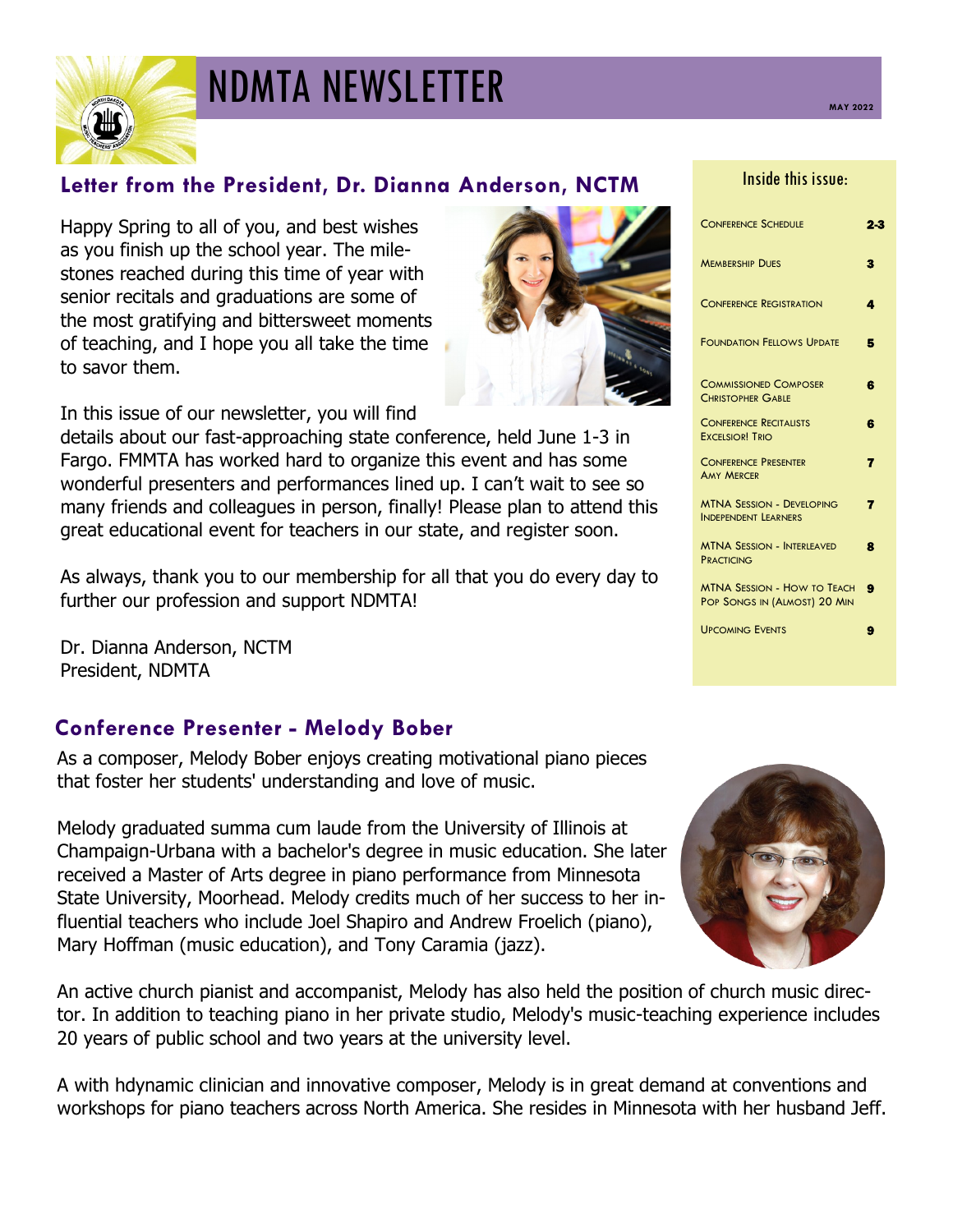# NDMTA NEWSLETTER

MAY 2022

## Letter from the President, Dr. Dianna Anderson, NCTM

Happy Spring to all of you, and best wishes as you finish up the school year. The milestones reached during this time of year with senior recitals and graduations are some of the most gratifying and bittersweet moments of teaching, and I hope you all take the time to savor them.

In this issue of our newsletter, you will find details about our fast-approaching state conference, held June 1-3 in Fargo. FMMTA has worked hard to organize this event and has some wonderful presenters and performances lined up. I can't wait to see so many friends and colleagues in person, finally! Please plan to attend this great educational event for teachers in our state, and register soon.

As always, thank you to our membership for all that you do every day to further our profession and support NDMTA!

Dr. Dianna Anderson, NCTM
President, NDMTA

### Inside this issue:

| | |
|---|---|
| Conference Schedule | 2-3 |
| Membership Dues | 3 |
| Conference Registration | 4 |
| Foundation Fellows Update | 5 |
| Commissioned Composer Christopher Gable | 6 |
| Conference Recitalists Excelsior! Trio | 6 |
| Conference Presenter Amy Mercer | 7 |
| MTNA Session - Developing Independent Learners | 7 |
| MTNA Session - Interleaved Practicing | 8 |
| MTNA Session - How to Teach Pop Songs in (Almost) 20 Min | 9 |
| Upcoming Events | 9 |

## Conference Presenter - Melody Bober

As a composer, Melody Bober enjoys creating motivational piano pieces that foster her students' understanding and love of music.

Melody graduated summa cum laude from the University of Illinois at Champaign-Urbana with a bachelor's degree in music education. She later received a Master of Arts degree in piano performance from Minnesota State University, Moorhead. Melody credits much of her success to her influential teachers who include Joel Shapiro and Andrew Froelich (piano), Mary Hoffman (music education), and Tony Caramia (jazz).

An active church pianist and accompanist, Melody has also held the position of church music director. In addition to teaching piano in her private studio, Melody's music-teaching experience includes 20 years of public school and two years at the university level.

A with hdynamic clinician and innovative composer, Melody is in great demand at conventions and workshops for piano teachers across North America. She resides in Minnesota with her husband Jeff.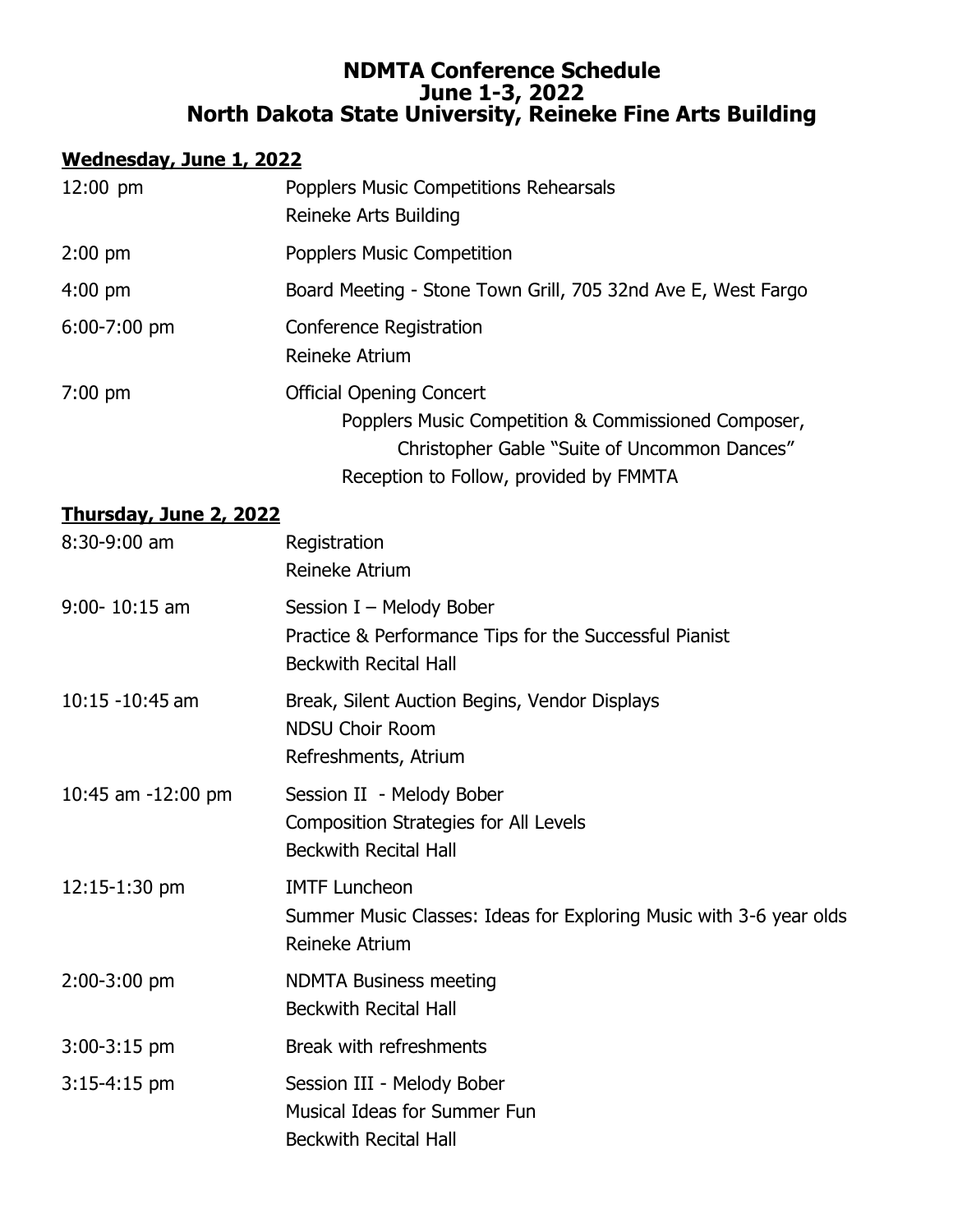# NDMTA Conference Schedule
## June 1-3, 2022
## North Dakota State University, Reineke Fine Arts Building

### Wednesday, June 1, 2022

| | |
|---|---|
| 12:00 pm | Popplers Music Competitions Rehearsals<br>Reineke Arts Building |
| 2:00 pm | Popplers Music Competition |
| 4:00 pm | Board Meeting - Stone Town Grill, 705 32nd Ave E, West Fargo |
| 6:00-7:00 pm | Conference Registration<br>Reineke Atrium |
| 7:00 pm | Official Opening Concert<br>Popplers Music Competition & Commissioned Composer,<br>Christopher Gable "Suite of Uncommon Dances"<br>Reception to Follow, provided by FMMTA |

### Thursday, June 2, 2022

| | |
|---|---|
| 8:30-9:00 am | Registration<br>Reineke Atrium |
| 9:00- 10:15 am | Session I – Melody Bober<br>Practice & Performance Tips for the Successful Pianist<br>Beckwith Recital Hall |
| 10:15 -10:45 am | Break, Silent Auction Begins, Vendor Displays<br>NDSU Choir Room<br>Refreshments, Atrium |
| 10:45 am -12:00 pm | Session II - Melody Bober<br>Composition Strategies for All Levels<br>Beckwith Recital Hall |
| 12:15-1:30 pm | IMTF Luncheon<br>Summer Music Classes: Ideas for Exploring Music with 3-6 year olds<br>Reineke Atrium |
| 2:00-3:00 pm | NDMTA Business meeting<br>Beckwith Recital Hall |
| 3:00-3:15 pm | Break with refreshments |
| 3:15-4:15 pm | Session III - Melody Bober<br>Musical Ideas for Summer Fun<br>Beckwith Recital Hall |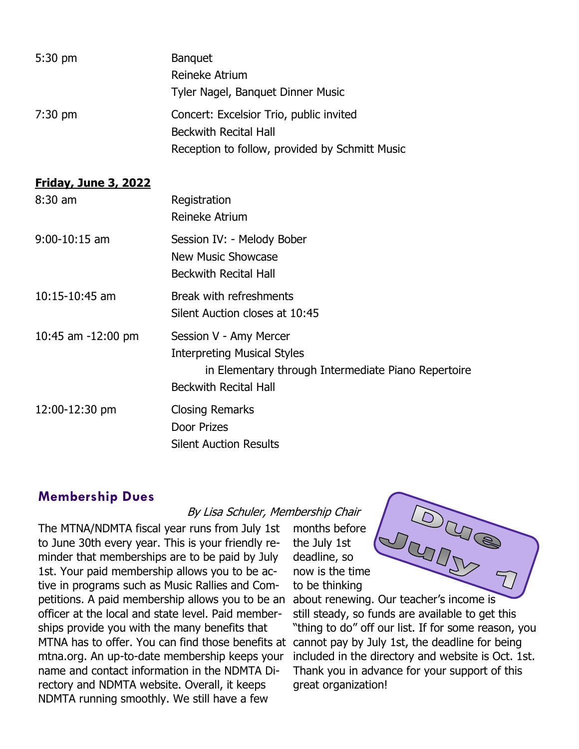| | |
|---|---|
| 5:30 pm | Banquet<br>Reineke Atrium<br>Tyler Nagel, Banquet Dinner Music |
| 7:30 pm | Concert: Excelsior Trio, public invited<br>Beckwith Recital Hall<br>Reception to follow, provided by Schmitt Music |

**Friday, June 3, 2022**

| | |
|---|---|
| 8:30 am | Registration<br>Reineke Atrium |
| 9:00-10:15 am | Session IV: - Melody Bober<br>New Music Showcase<br>Beckwith Recital Hall |
| 10:15-10:45 am | Break with refreshments<br>Silent Auction closes at 10:45 |
| 10:45 am -12:00 pm | Session V - Amy Mercer<br>Interpreting Musical Styles<br>in Elementary through Intermediate Piano Repertoire<br>Beckwith Recital Hall |
| 12:00-12:30 pm | Closing Remarks<br>Door Prizes<br>Silent Auction Results |

## Membership Dues

*By Lisa Schuler, Membership Chair*

Due July 1

The MTNA/NDMTA fiscal year runs from July 1st to June 30th every year. This is your friendly reminder that memberships are to be paid by July 1st. Your paid membership allows you to be active in programs such as Music Rallies and Competitions. A paid membership allows you to be an officer at the local and state level. Paid memberships provide you with the many benefits that MTNA has to offer. You can find those benefits at mtna.org. An up-to-date membership keeps your name and contact information in the NDMTA Directory and NDMTA website. Overall, it keeps NDMTA running smoothly. We still have a few months before the July 1st deadline, so now is the time to be thinking about renewing. Our teacher's income is still steady, so funds are available to get this "thing to do" off our list. If for some reason, you cannot pay by July 1st, the deadline for being included in the directory and website is Oct. 1st. Thank you in advance for your support of this great organization!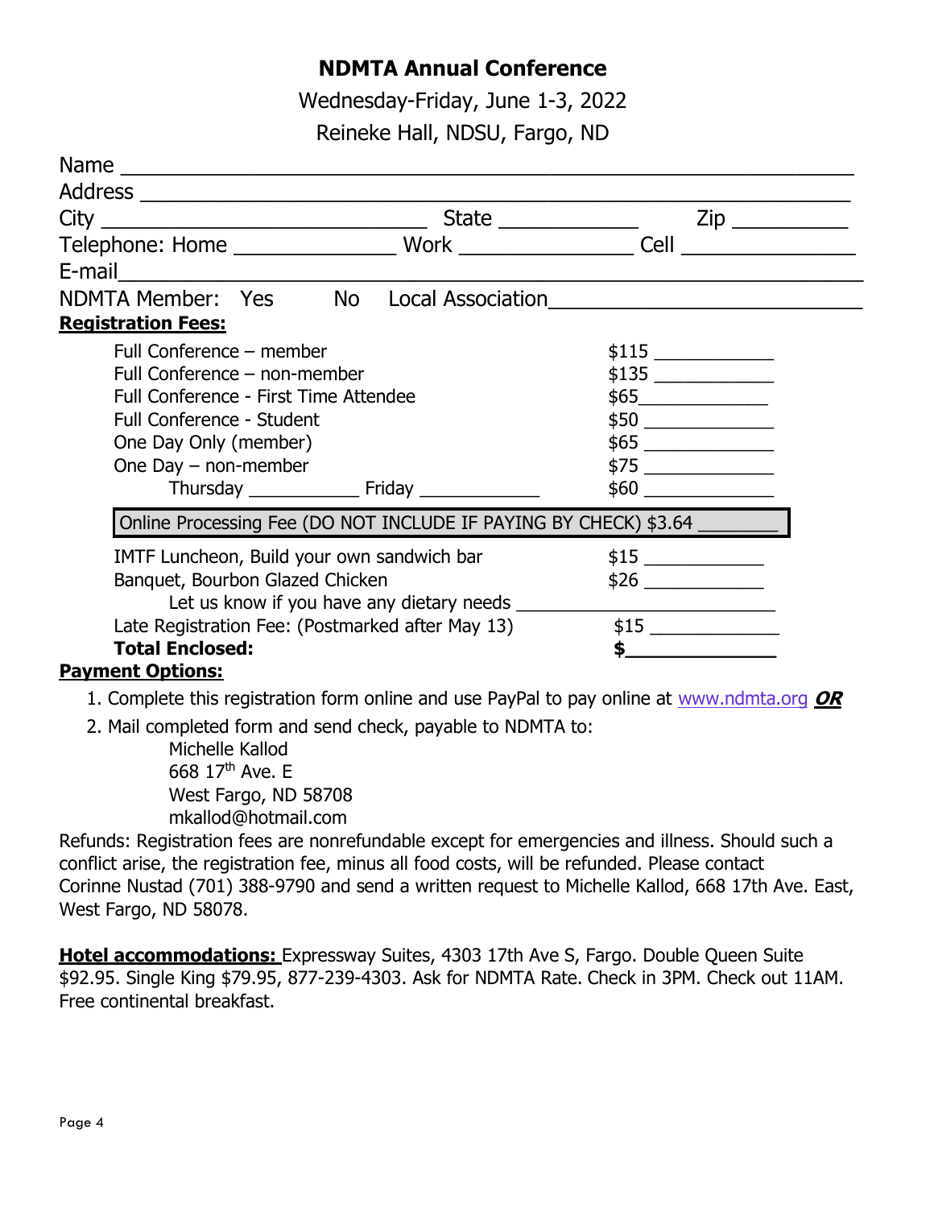# NDMTA Annual Conference

Wednesday-Friday, June 1-3, 2022

Reineke Hall, NDSU, Fargo, ND

Name ______________________________________________________________

Address ____________________________________________________________

City ____________________________ State ____________ Zip __________

Telephone: Home ______________ Work _______________ Cell _______________

E-mail______________________________________________________________

NDMTA Member: Yes No Local Association__________________________

**Registration Fees:**

| | |
|---|---|
| Full Conference – member | $115 ____________ |
| Full Conference – non-member | $135 ____________ |
| Full Conference - First Time Attendee | $65_____________ |
| Full Conference - Student | $50 _____________ |
| One Day Only (member) | $65 _____________ |
| One Day – non-member | $75 _____________ |
| Thursday ___________ Friday ____________ | $60 _____________ |
| Online Processing Fee (DO NOT INCLUDE IF PAYING BY CHECK) $3.64 ________ | |
| IMTF Luncheon, Build your own sandwich bar | $15 ____________ |
| Banquet, Bourbon Glazed Chicken | $26 ____________ |
| Let us know if you have any dietary needs __________________________ | |
| Late Registration Fee: (Postmarked after May 13) | $15 _____________ |
| **Total Enclosed:** | **$______________** |

**Payment Options:**

1. Complete this registration form online and use PayPal to pay online at www.ndmta.org ***OR***
2. Mail completed form and send check, payable to NDMTA to:
   Michelle Kallod
   668 17th Ave. E
   West Fargo, ND 58708
   mkallod@hotmail.com

Refunds: Registration fees are nonrefundable except for emergencies and illness. Should such a conflict arise, the registration fee, minus all food costs, will be refunded. Please contact Corinne Nustad (701) 388-9790 and send a written request to Michelle Kallod, 668 17th Ave. East, West Fargo, ND 58078.

**Hotel accommodations:** Expressway Suites, 4303 17th Ave S, Fargo. Double Queen Suite $92.95. Single King $79.95, 877-239-4303. Ask for NDMTA Rate. Check in 3PM. Check out 11AM. Free continental breakfast.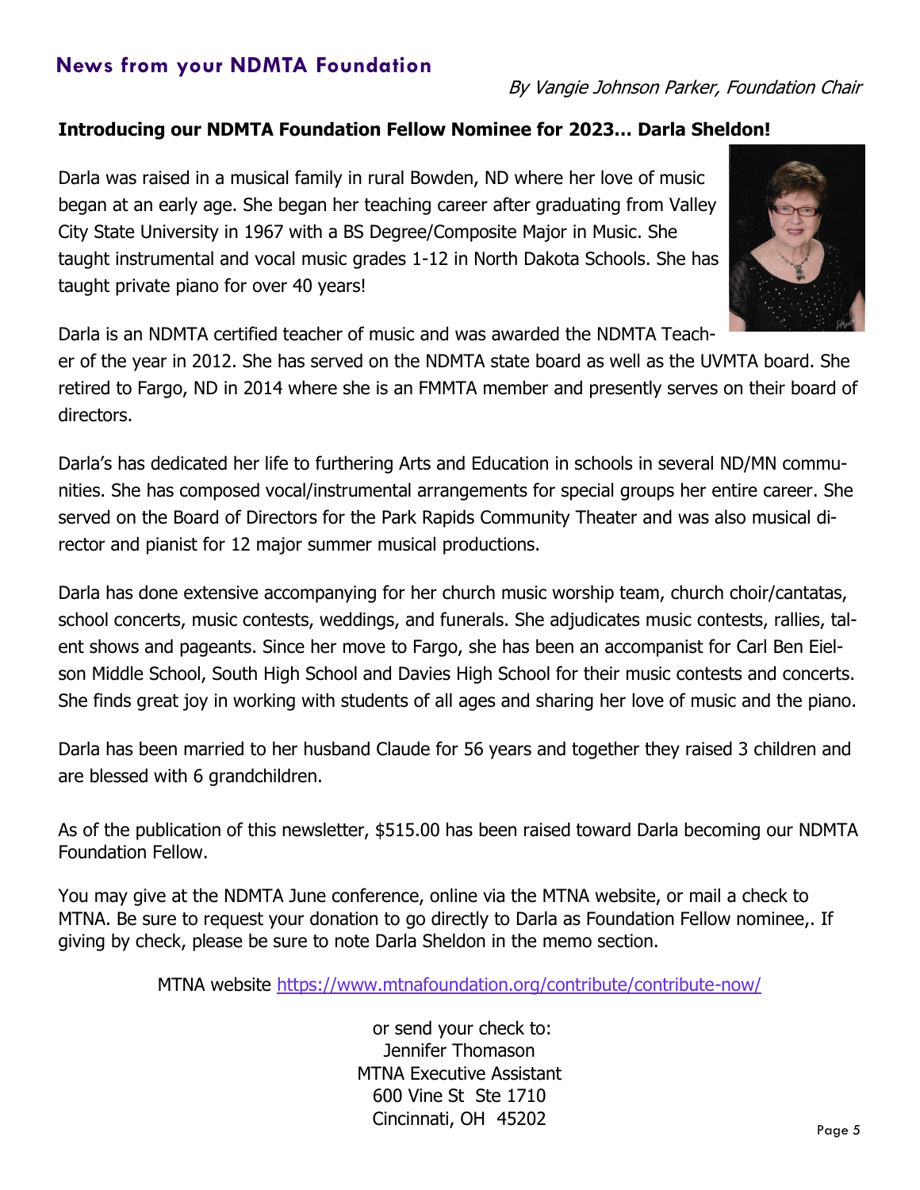## News from your NDMTA Foundation

*By Vangie Johnson Parker, Foundation Chair*

**Introducing our NDMTA Foundation Fellow Nominee for 2023… Darla Sheldon!**

Darla was raised in a musical family in rural Bowden, ND where her love of music began at an early age. She began her teaching career after graduating from Valley City State University in 1967 with a BS Degree/Composite Major in Music. She taught instrumental and vocal music grades 1-12 in North Dakota Schools. She has taught private piano for over 40 years!

Darla is an NDMTA certified teacher of music and was awarded the NDMTA Teacher of the year in 2012. She has served on the NDMTA state board as well as the UVMTA board. She retired to Fargo, ND in 2014 where she is an FMMTA member and presently serves on their board of directors.

Darla's has dedicated her life to furthering Arts and Education in schools in several ND/MN communities. She has composed vocal/instrumental arrangements for special groups her entire career. She served on the Board of Directors for the Park Rapids Community Theater and was also musical director and pianist for 12 major summer musical productions.

Darla has done extensive accompanying for her church music worship team, church choir/cantatas, school concerts, music contests, weddings, and funerals. She adjudicates music contests, rallies, talent shows and pageants. Since her move to Fargo, she has been an accompanist for Carl Ben Eielson Middle School, South High School and Davies High School for their music contests and concerts. She finds great joy in working with students of all ages and sharing her love of music and the piano.

Darla has been married to her husband Claude for 56 years and together they raised 3 children and are blessed with 6 grandchildren.

As of the publication of this newsletter, $515.00 has been raised toward Darla becoming our NDMTA Foundation Fellow.

You may give at the NDMTA June conference, online via the MTNA website, or mail a check to MTNA. Be sure to request your donation to go directly to Darla as Foundation Fellow nominee,. If giving by check, please be sure to note Darla Sheldon in the memo section.

MTNA website https://www.mtnafoundation.org/contribute/contribute-now/

or send your check to:
Jennifer Thomason
MTNA Executive Assistant
600 Vine St Ste 1710
Cincinnati, OH 45202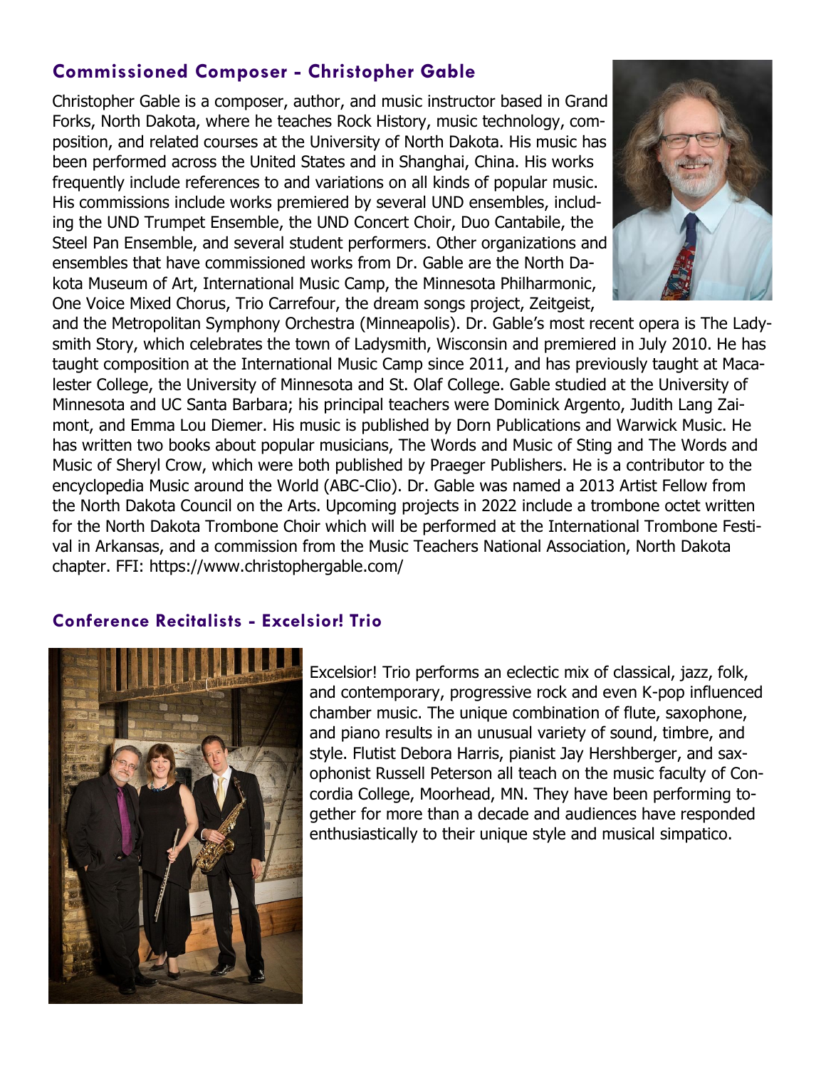## Commissioned Composer - Christopher Gable

Christopher Gable is a composer, author, and music instructor based in Grand Forks, North Dakota, where he teaches Rock History, music technology, composition, and related courses at the University of North Dakota. His music has been performed across the United States and in Shanghai, China. His works frequently include references to and variations on all kinds of popular music. His commissions include works premiered by several UND ensembles, including the UND Trumpet Ensemble, the UND Concert Choir, Duo Cantabile, the Steel Pan Ensemble, and several student performers. Other organizations and ensembles that have commissioned works from Dr. Gable are the North Dakota Museum of Art, International Music Camp, the Minnesota Philharmonic, One Voice Mixed Chorus, Trio Carrefour, the dream songs project, Zeitgeist, and the Metropolitan Symphony Orchestra (Minneapolis). Dr. Gable's most recent opera is The Ladysmith Story, which celebrates the town of Ladysmith, Wisconsin and premiered in July 2010. He has taught composition at the International Music Camp since 2011, and has previously taught at Macalester College, the University of Minnesota and St. Olaf College. Gable studied at the University of Minnesota and UC Santa Barbara; his principal teachers were Dominick Argento, Judith Lang Zaimont, and Emma Lou Diemer. His music is published by Dorn Publications and Warwick Music. He has written two books about popular musicians, The Words and Music of Sting and The Words and Music of Sheryl Crow, which were both published by Praeger Publishers. He is a contributor to the encyclopedia Music around the World (ABC-Clio). Dr. Gable was named a 2013 Artist Fellow from the North Dakota Council on the Arts. Upcoming projects in 2022 include a trombone octet written for the North Dakota Trombone Choir which will be performed at the International Trombone Festival in Arkansas, and a commission from the Music Teachers National Association, North Dakota chapter. FFI: https://www.christophergable.com/

## Conference Recitalists - Excelsior! Trio

Excelsior! Trio performs an eclectic mix of classical, jazz, folk, and contemporary, progressive rock and even K-pop influenced chamber music. The unique combination of flute, saxophone, and piano results in an unusual variety of sound, timbre, and style. Flutist Debora Harris, pianist Jay Hershberger, and saxophonist Russell Peterson all teach on the music faculty of Concordia College, Moorhead, MN. They have been performing together for more than a decade and audiences have responded enthusiastically to their unique style and musical simpatico.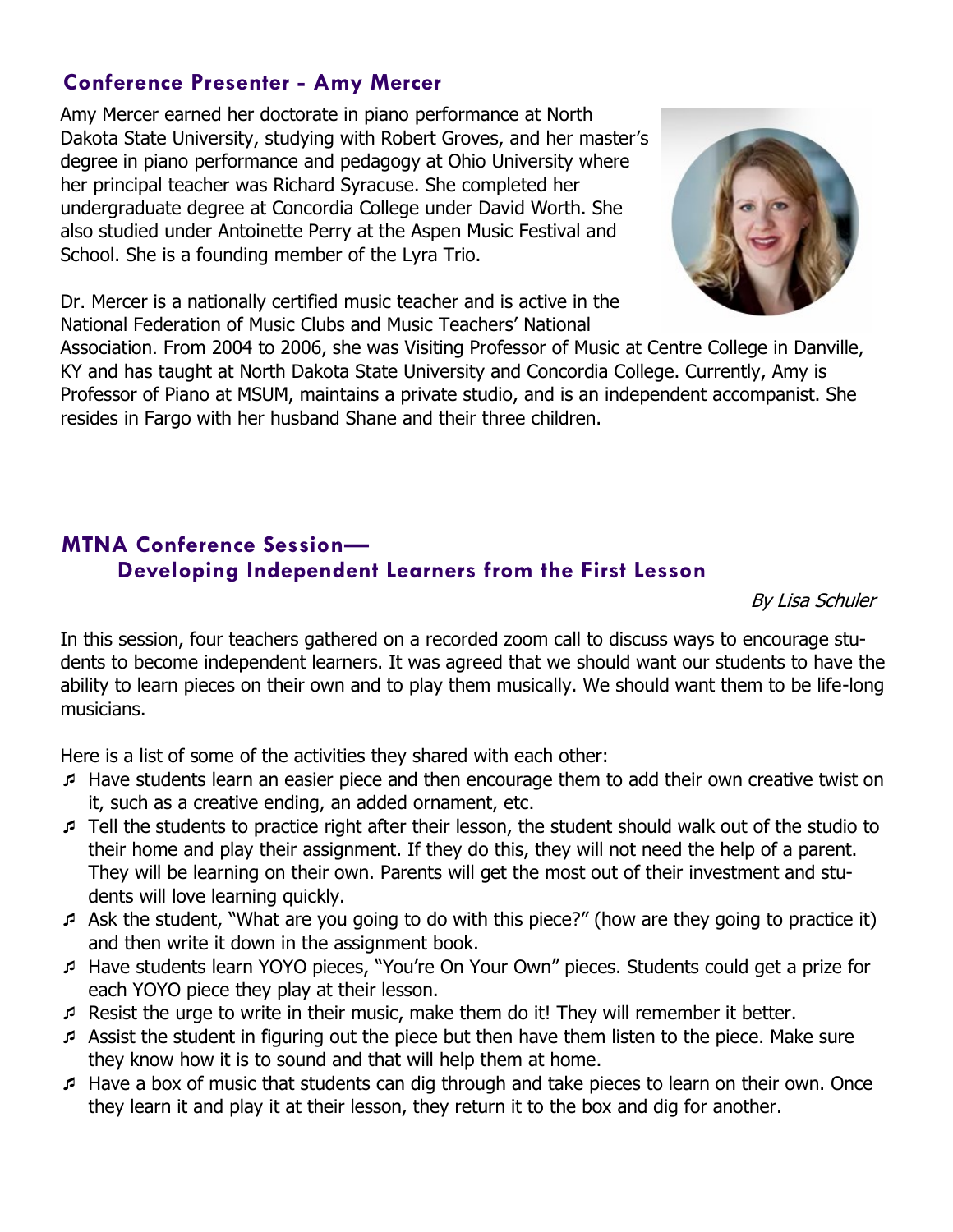## Conference Presenter - Amy Mercer

Amy Mercer earned her doctorate in piano performance at North Dakota State University, studying with Robert Groves, and her master's degree in piano performance and pedagogy at Ohio University where her principal teacher was Richard Syracuse. She completed her undergraduate degree at Concordia College under David Worth. She also studied under Antoinette Perry at the Aspen Music Festival and School. She is a founding member of the Lyra Trio.

Dr. Mercer is a nationally certified music teacher and is active in the National Federation of Music Clubs and Music Teachers' National Association. From 2004 to 2006, she was Visiting Professor of Music at Centre College in Danville, KY and has taught at North Dakota State University and Concordia College. Currently, Amy is Professor of Piano at MSUM, maintains a private studio, and is an independent accompanist. She resides in Fargo with her husband Shane and their three children.

## MTNA Conference Session—Developing Independent Learners from the First Lesson

*By Lisa Schuler*

In this session, four teachers gathered on a recorded zoom call to discuss ways to encourage students to become independent learners. It was agreed that we should want our students to have the ability to learn pieces on their own and to play them musically. We should want them to be life-long musicians.

Here is a list of some of the activities they shared with each other:

- Have students learn an easier piece and then encourage them to add their own creative twist on it, such as a creative ending, an added ornament, etc.
- Tell the students to practice right after their lesson, the student should walk out of the studio to their home and play their assignment. If they do this, they will not need the help of a parent. They will be learning on their own. Parents will get the most out of their investment and students will love learning quickly.
- Ask the student, "What are you going to do with this piece?" (how are they going to practice it) and then write it down in the assignment book.
- Have students learn YOYO pieces, "You're On Your Own" pieces. Students could get a prize for each YOYO piece they play at their lesson.
- Resist the urge to write in their music, make them do it! They will remember it better.
- Assist the student in figuring out the piece but then have them listen to the piece. Make sure they know how it is to sound and that will help them at home.
- Have a box of music that students can dig through and take pieces to learn on their own. Once they learn it and play it at their lesson, they return it to the box and dig for another.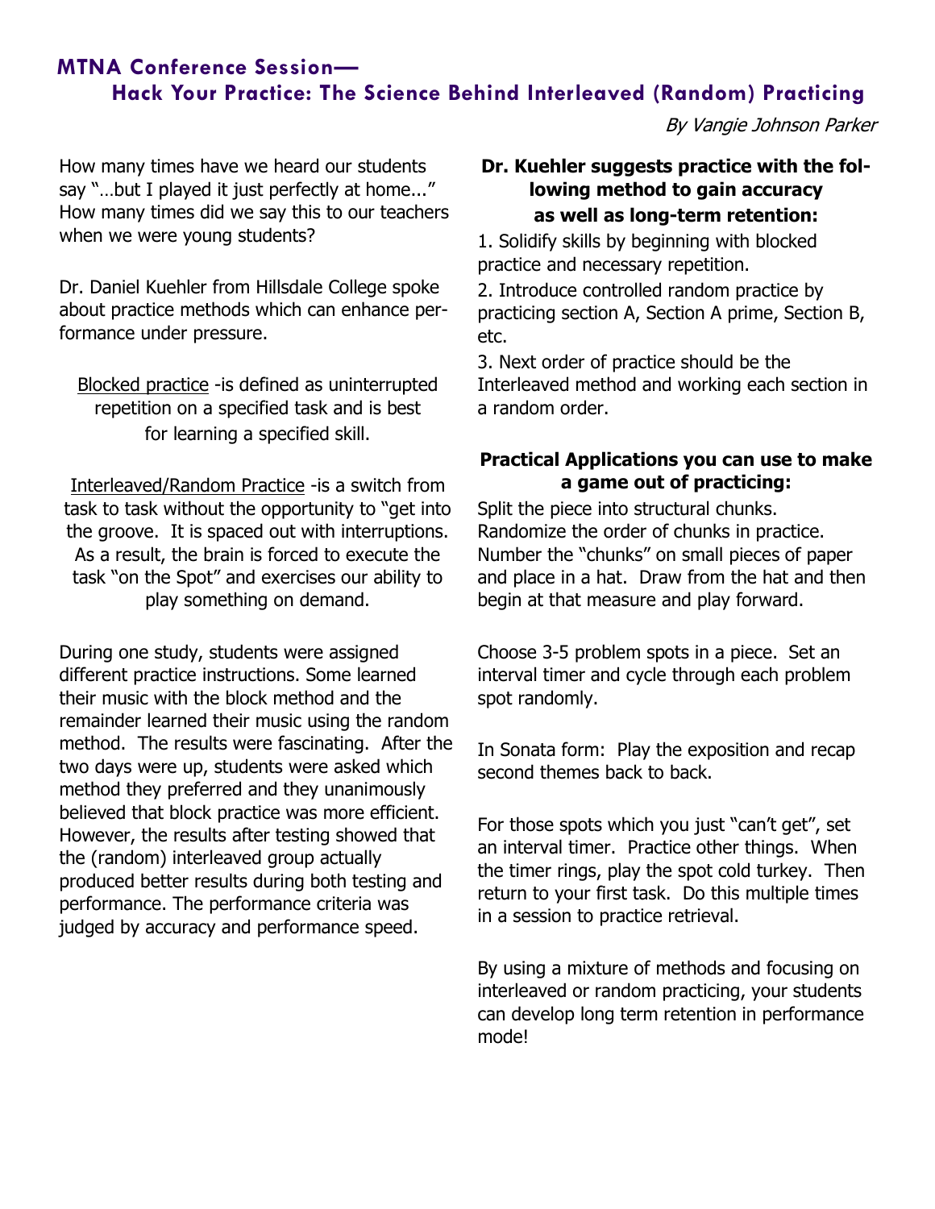## MTNA Conference Session—
## Hack Your Practice: The Science Behind Interleaved (Random) Practicing

*By Vangie Johnson Parker*

How many times have we heard our students say "…but I played it just perfectly at home..." How many times did we say this to our teachers when we were young students?

Dr. Daniel Kuehler from Hillsdale College spoke about practice methods which can enhance performance under pressure.

Blocked practice -is defined as uninterrupted repetition on a specified task and is best for learning a specified skill.

Interleaved/Random Practice -is a switch from task to task without the opportunity to "get into the groove. It is spaced out with interruptions. As a result, the brain is forced to execute the task "on the Spot" and exercises our ability to play something on demand.

During one study, students were assigned different practice instructions. Some learned their music with the block method and the remainder learned their music using the random method. The results were fascinating. After the two days were up, students were asked which method they preferred and they unanimously believed that block practice was more efficient. However, the results after testing showed that the (random) interleaved group actually produced better results during both testing and performance. The performance criteria was judged by accuracy and performance speed.

**Dr. Kuehler suggests practice with the following method to gain accuracy as well as long-term retention:**

1. Solidify skills by beginning with blocked practice and necessary repetition.
2. Introduce controlled random practice by practicing section A, Section A prime, Section B, etc.
3. Next order of practice should be the Interleaved method and working each section in a random order.

**Practical Applications you can use to make a game out of practicing:**

Split the piece into structural chunks. Randomize the order of chunks in practice. Number the "chunks" on small pieces of paper and place in a hat. Draw from the hat and then begin at that measure and play forward.

Choose 3-5 problem spots in a piece. Set an interval timer and cycle through each problem spot randomly.

In Sonata form: Play the exposition and recap second themes back to back.

For those spots which you just "can't get", set an interval timer. Practice other things. When the timer rings, play the spot cold turkey. Then return to your first task. Do this multiple times in a session to practice retrieval.

By using a mixture of methods and focusing on interleaved or random practicing, your students can develop long term retention in performance mode!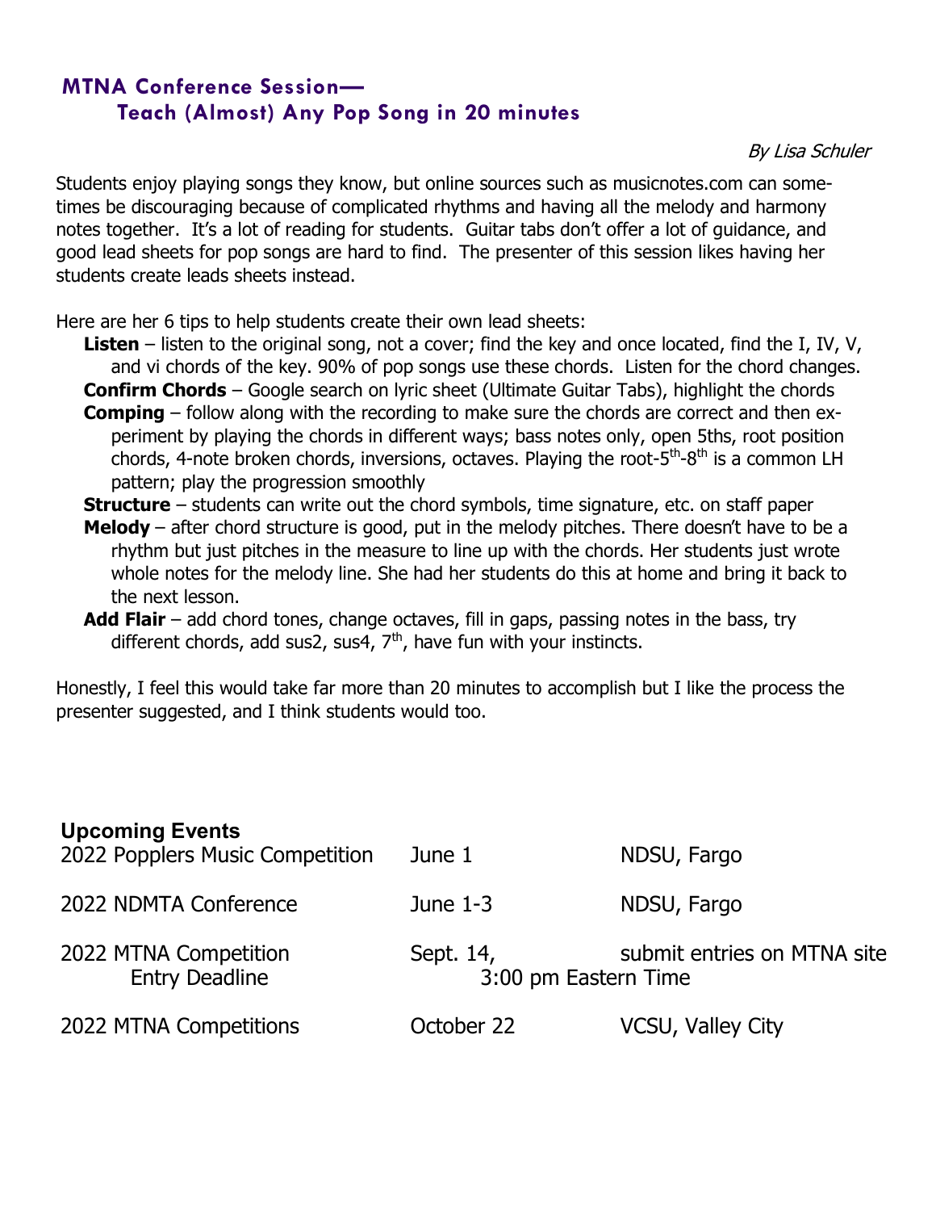## MTNA Conference Session—
## Teach (Almost) Any Pop Song in 20 minutes

*By Lisa Schuler*

Students enjoy playing songs they know, but online sources such as musicnotes.com can sometimes be discouraging because of complicated rhythms and having all the melody and harmony notes together. It's a lot of reading for students. Guitar tabs don't offer a lot of guidance, and good lead sheets for pop songs are hard to find. The presenter of this session likes having her students create leads sheets instead.

Here are her 6 tips to help students create their own lead sheets:

- **Listen** – listen to the original song, not a cover; find the key and once located, find the I, IV, V, and vi chords of the key. 90% of pop songs use these chords. Listen for the chord changes.
- **Confirm Chords** – Google search on lyric sheet (Ultimate Guitar Tabs), highlight the chords
- **Comping** – follow along with the recording to make sure the chords are correct and then experiment by playing the chords in different ways; bass notes only, open 5ths, root position chords, 4-note broken chords, inversions, octaves. Playing the root-5th-8th is a common LH pattern; play the progression smoothly
- **Structure** – students can write out the chord symbols, time signature, etc. on staff paper
- **Melody** – after chord structure is good, put in the melody pitches. There doesn't have to be a rhythm but just pitches in the measure to line up with the chords. Her students just wrote whole notes for the melody line. She had her students do this at home and bring it back to the next lesson.
- **Add Flair** – add chord tones, change octaves, fill in gaps, passing notes in the bass, try different chords, add sus2, sus4, 7th, have fun with your instincts.

Honestly, I feel this would take far more than 20 minutes to accomplish but I like the process the presenter suggested, and I think students would too.

## Upcoming Events

| Event | Date | Location |
| --- | --- | --- |
| 2022 Popplers Music Competition | June 1 | NDSU, Fargo |
| 2022 NDMTA Conference | June 1-3 | NDSU, Fargo |
| 2022 MTNA Competition Entry Deadline | Sept. 14, 3:00 pm Eastern Time | submit entries on MTNA site |
| 2022 MTNA Competitions | October 22 | VCSU, Valley City |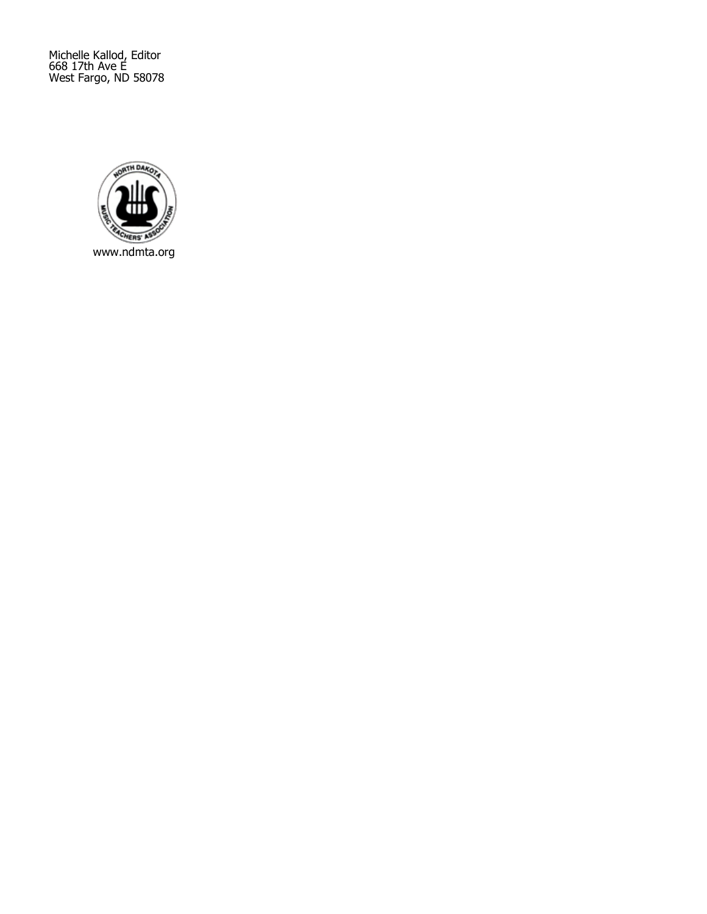Michelle Kallod, Editor
668 17th Ave E
West Fargo, ND 58078

www.ndmta.org